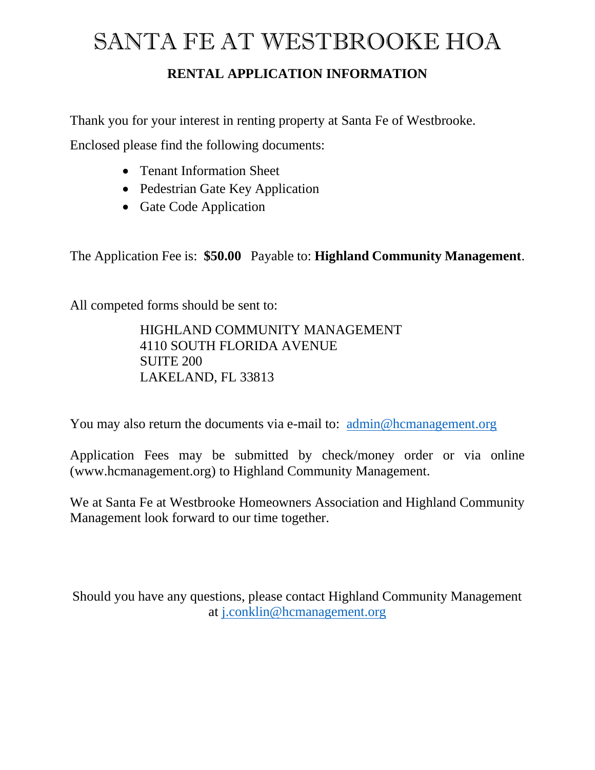# SANTA FE AT WESTBROOKE HOA

## RENTAL APPLICATION INFORMATION

Thank you for your interest in renting property at Santa Fe of Westbrooke.

Enclosed please find the following documents:

- Tenant Information Sheet
- Pedestrian Gate Key Application
- Gate Code Application

The Application Fee is: **$50.00** Payable to: **Highland Community Management**.

All competed forms should be sent to:

HIGHLAND COMMUNITY MANAGEMENT
4110 SOUTH FLORIDA AVENUE
SUITE 200
LAKELAND, FL 33813

You may also return the documents via e-mail to: admin@hcmanagement.org

Application Fees may be submitted by check/money order or via online (www.hcmanagement.org) to Highland Community Management.

We at Santa Fe at Westbrooke Homeowners Association and Highland Community Management look forward to our time together.

Should you have any questions, please contact Highland Community Management at j.conklin@hcmanagement.org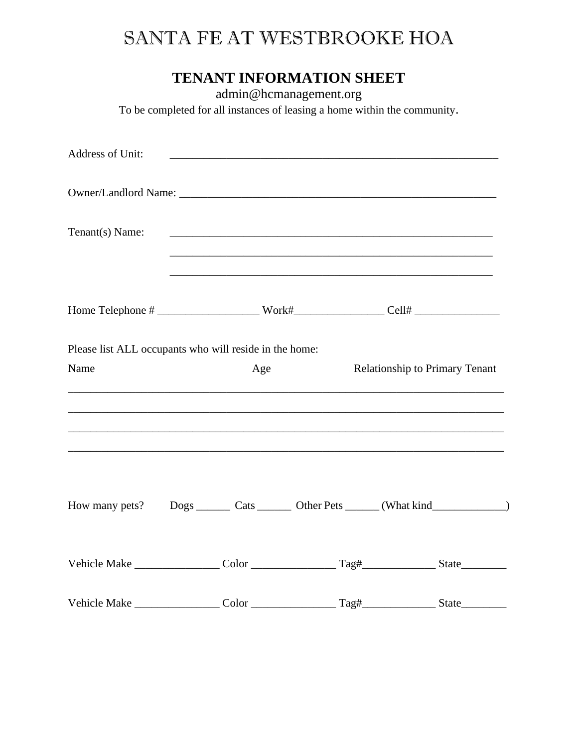# SANTA FE AT WESTBROOKE HOA

## TENANT INFORMATION SHEET

admin@hcmanagement.org

To be completed for all instances of leasing a home within the community.

Address of Unit: ___________________________________________________________

Owner/Landlord Name: ___________________________________________________________

Tenant(s) Name: ___________________________________________________________

___________________________________________________________

___________________________________________________________

Home Telephone # __________________ Work#________________ Cell# _______________

Please list ALL occupants who will reside in the home:

| Name | Age | Relationship to Primary Tenant |
|---|---|---|
| | | |
| | | |
| | | |
| | | |

How many pets? Dogs ______ Cats ______ Other Pets ______ (What kind_____________)

Vehicle Make _______________ Color _______________ Tag#_____________ State________

Vehicle Make _______________ Color _______________ Tag#_____________ State________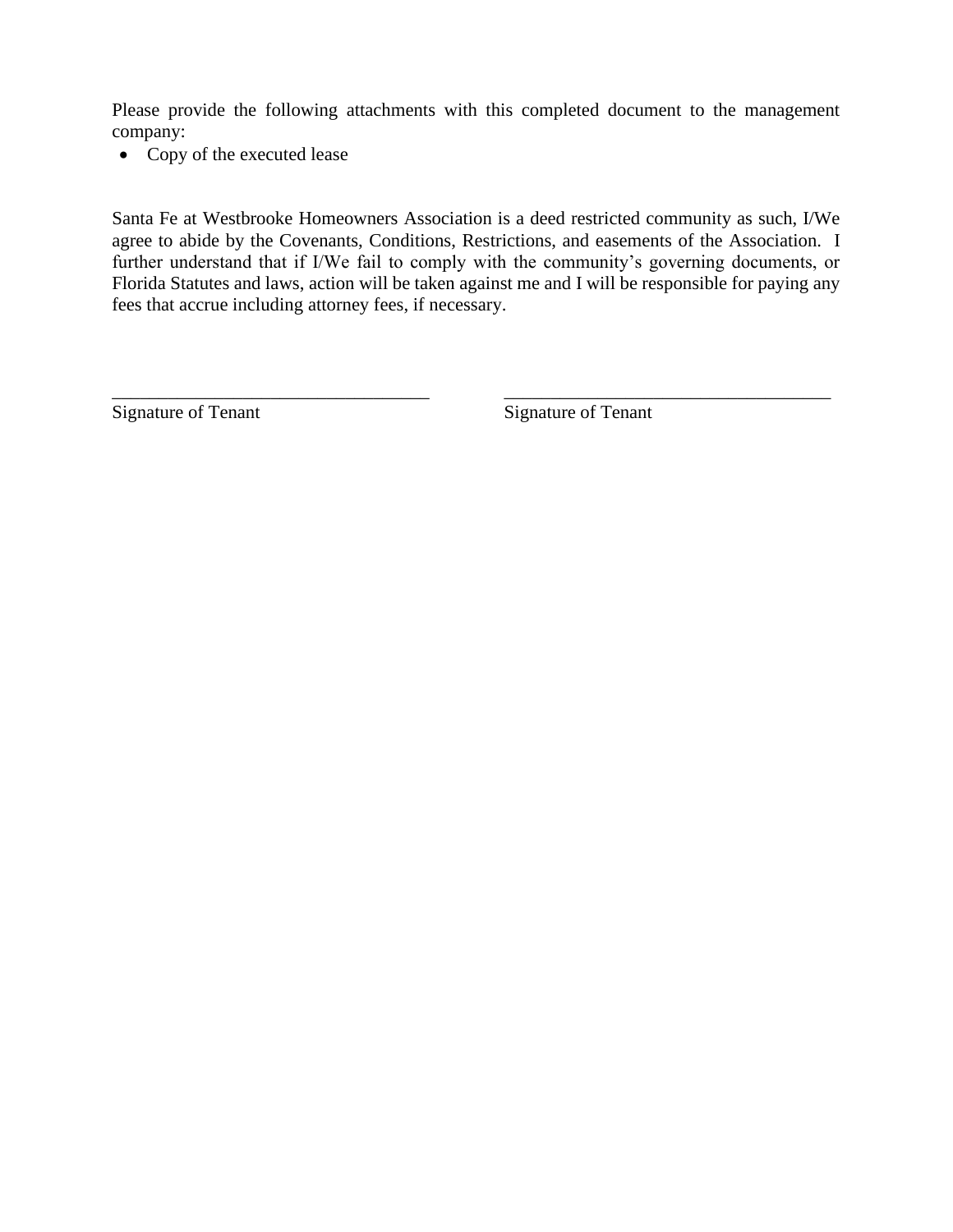Please provide the following attachments with this completed document to the management company:

- Copy of the executed lease

Santa Fe at Westbrooke Homeowners Association is a deed restricted community as such, I/We agree to abide by the Covenants, Conditions, Restrictions, and easements of the Association. I further understand that if I/We fail to comply with the community's governing documents, or Florida Statutes and laws, action will be taken against me and I will be responsible for paying any fees that accrue including attorney fees, if necessary.

| | |
|---|---|
| ___________________________________ | ___________________________________ |
| Signature of Tenant | Signature of Tenant |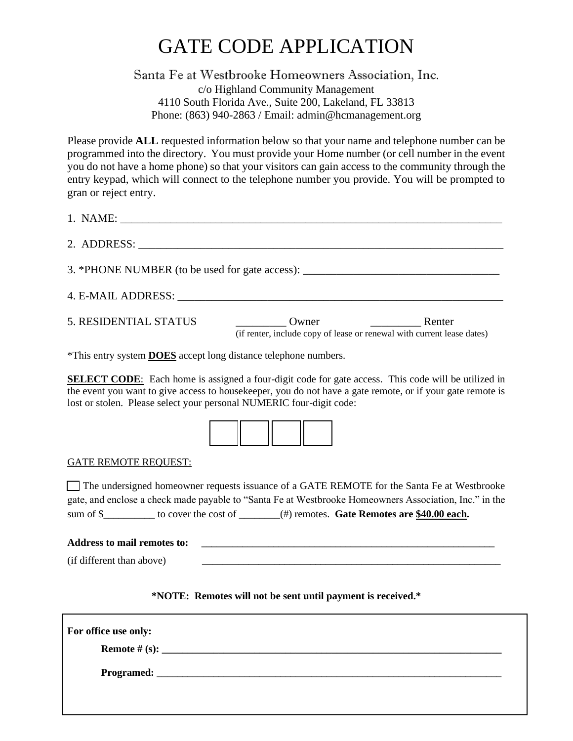# GATE CODE APPLICATION

Santa Fe at Westbrooke Homeowners Association, Inc.
c/o Highland Community Management
4110 South Florida Ave., Suite 200, Lakeland, FL 33813
Phone: (863) 940-2863 / Email: admin@hcmanagement.org

Please provide **ALL** requested information below so that your name and telephone number can be programmed into the directory. You must provide your Home number (or cell number in the event you do not have a home phone) so that your visitors can gain access to the community through the entry keypad, which will connect to the telephone number you provide. You will be prompted to gran or reject entry.

1. NAME: ______________________________________________________________________

2. ADDRESS: ___________________________________________________________________

3. *PHONE NUMBER (to be used for gate access): ____________________________________

4. E-MAIL ADDRESS: ______________________________________________________________

5. RESIDENTIAL STATUS _________ Owner _________ Renter
(if renter, include copy of lease or renewal with current lease dates)

*This entry system **DOES** accept long distance telephone numbers.

**SELECT CODE**: Each home is assigned a four-digit code for gate access. This code will be utilized in the event you want to give access to housekeeper, you do not have a gate remote, or if your gate remote is lost or stolen. Please select your personal NUMERIC four-digit code:

| | | | |
|---|---|---|---|
| | | | |

GATE REMOTE REQUEST:

☐ The undersigned homeowner requests issuance of a GATE REMOTE for the Santa Fe at Westbrooke gate, and enclose a check made payable to "Santa Fe at Westbrooke Homeowners Association, Inc." in the sum of $__________ to cover the cost of ________(#) remotes. **Gate Remotes are $40.00 each.**

**Address to mail remotes to:** ____________________________________________________

(if different than above) ____________________________________________________

**\*NOTE: Remotes will not be sent until payment is received.\***

**For office use only:**

**Remote # (s):** ____________________________________________________________

**Programed:** ______________________________________________________________